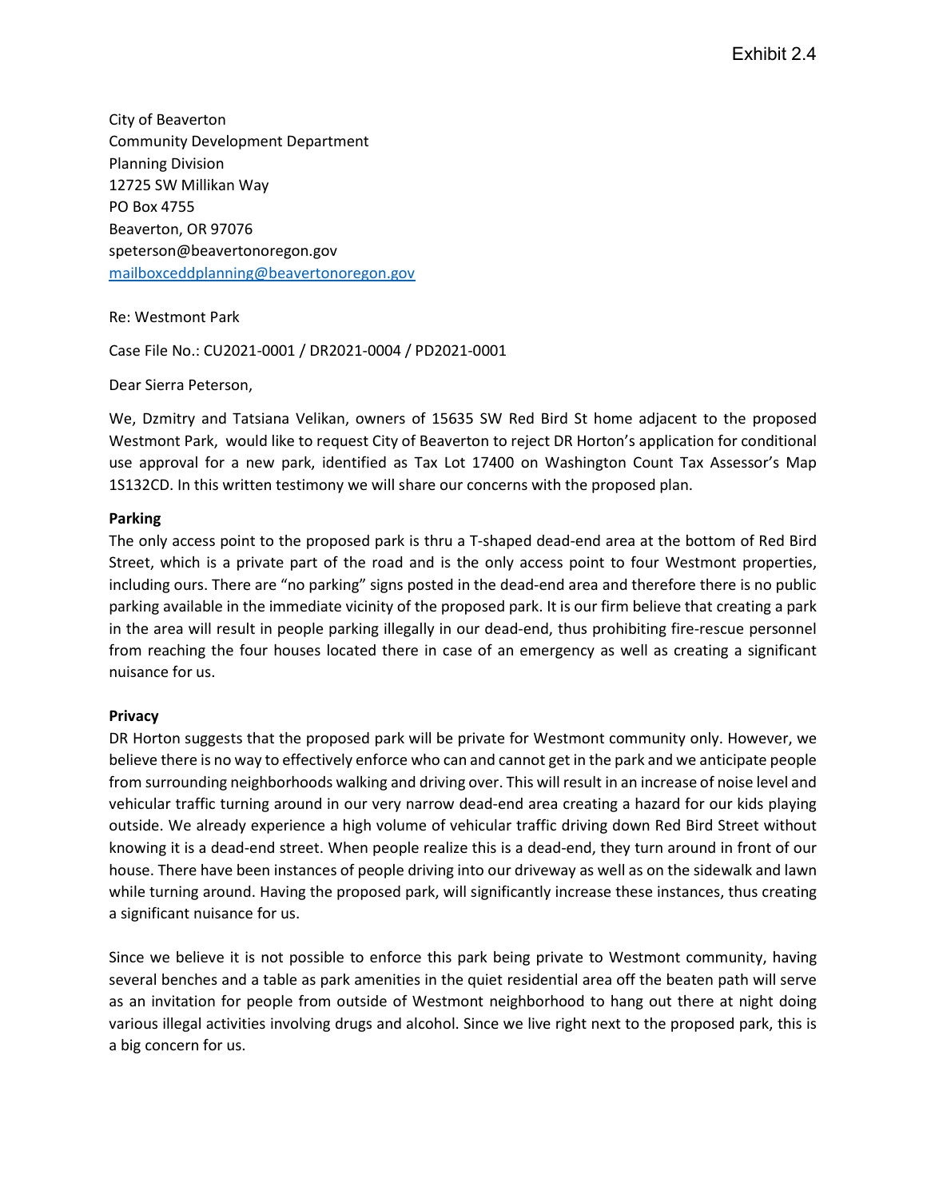Exhibit 2.4

City of Beaverton
Community Development Department
Planning Division
12725 SW Millikan Way
PO Box 4755
Beaverton, OR 97076
speterson@beavertonoregon.gov
mailboxceddplanning@beavertonoregon.gov

Re: Westmont Park

Case File No.: CU2021-0001 / DR2021-0004 / PD2021-0001

Dear Sierra Peterson,

We, Dzmitry and Tatsiana Velikan, owners of 15635 SW Red Bird St home adjacent to the proposed Westmont Park, would like to request City of Beaverton to reject DR Horton's application for conditional use approval for a new park, identified as Tax Lot 17400 on Washington Count Tax Assessor's Map 1S132CD. In this written testimony we will share our concerns with the proposed plan.

**Parking**

The only access point to the proposed park is thru a T-shaped dead-end area at the bottom of Red Bird Street, which is a private part of the road and is the only access point to four Westmont properties, including ours. There are "no parking" signs posted in the dead-end area and therefore there is no public parking available in the immediate vicinity of the proposed park. It is our firm believe that creating a park in the area will result in people parking illegally in our dead-end, thus prohibiting fire-rescue personnel from reaching the four houses located there in case of an emergency as well as creating a significant nuisance for us.

**Privacy**

DR Horton suggests that the proposed park will be private for Westmont community only. However, we believe there is no way to effectively enforce who can and cannot get in the park and we anticipate people from surrounding neighborhoods walking and driving over. This will result in an increase of noise level and vehicular traffic turning around in our very narrow dead-end area creating a hazard for our kids playing outside. We already experience a high volume of vehicular traffic driving down Red Bird Street without knowing it is a dead-end street. When people realize this is a dead-end, they turn around in front of our house. There have been instances of people driving into our driveway as well as on the sidewalk and lawn while turning around. Having the proposed park, will significantly increase these instances, thus creating a significant nuisance for us.

Since we believe it is not possible to enforce this park being private to Westmont community, having several benches and a table as park amenities in the quiet residential area off the beaten path will serve as an invitation for people from outside of Westmont neighborhood to hang out there at night doing various illegal activities involving drugs and alcohol. Since we live right next to the proposed park, this is a big concern for us.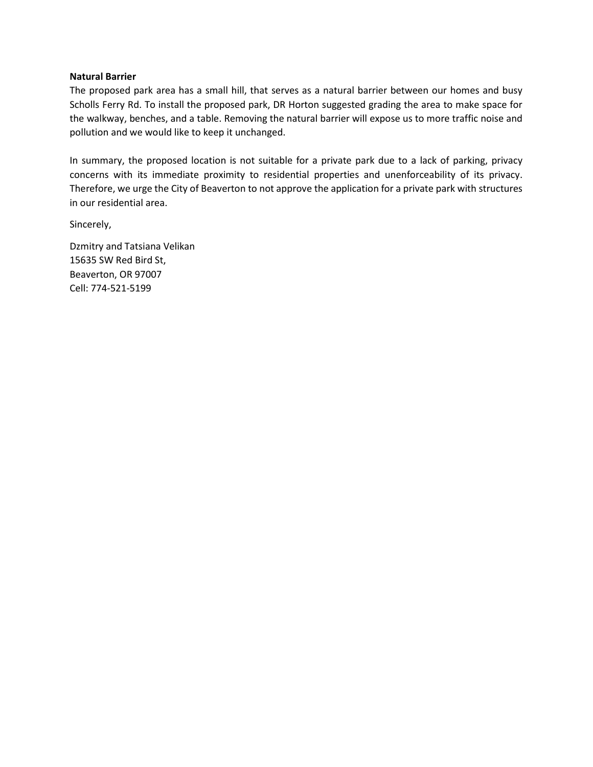**Natural Barrier**

The proposed park area has a small hill, that serves as a natural barrier between our homes and busy Scholls Ferry Rd. To install the proposed park, DR Horton suggested grading the area to make space for the walkway, benches, and a table. Removing the natural barrier will expose us to more traffic noise and pollution and we would like to keep it unchanged.

In summary, the proposed location is not suitable for a private park due to a lack of parking, privacy concerns with its immediate proximity to residential properties and unenforceability of its privacy. Therefore, we urge the City of Beaverton to not approve the application for a private park with structures in our residential area.

Sincerely,

Dzmitry and Tatsiana Velikan
15635 SW Red Bird St,
Beaverton, OR 97007
Cell: 774-521-5199